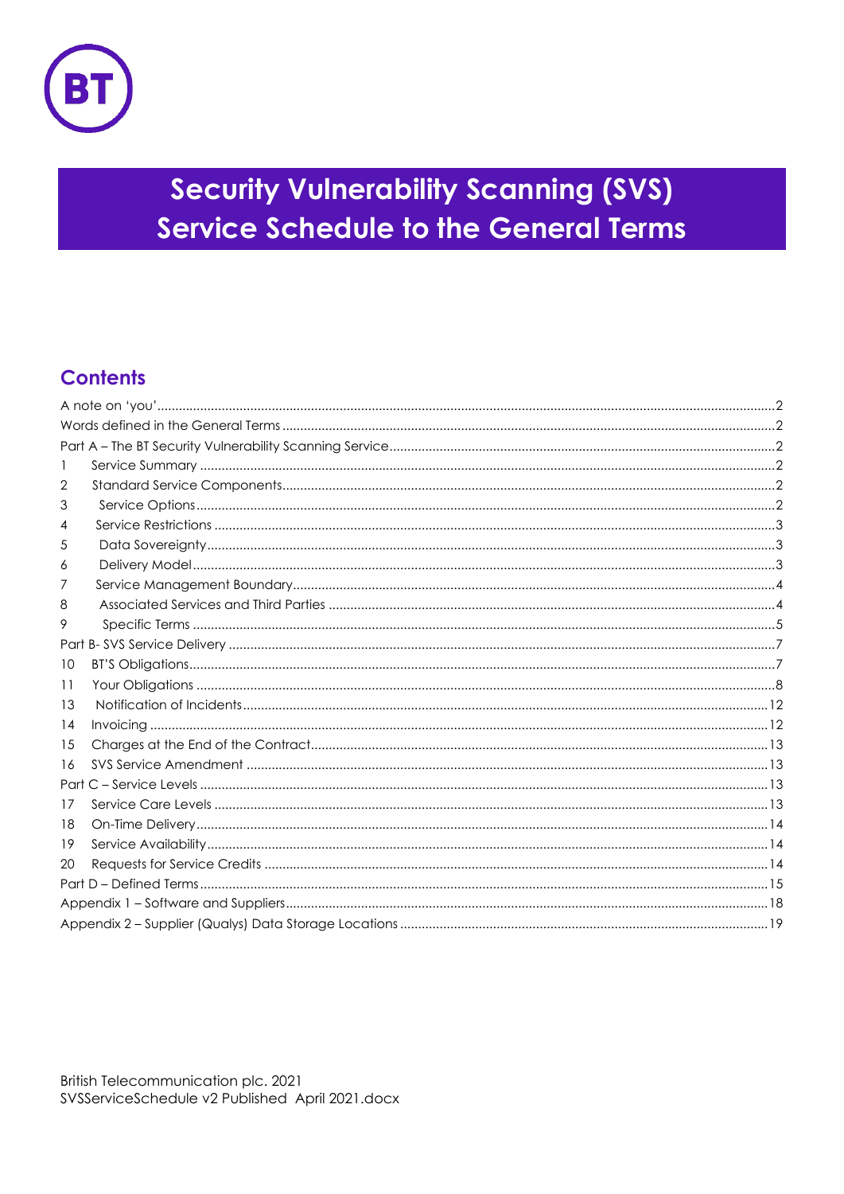# Security Vulnerability Scanning (SVS) Service Schedule to the General Terms

## Contents

A note on 'you' .......... 2
Words defined in the General Terms .......... 2
Part A – The BT Security Vulnerability Scanning Service .......... 2
1 Service Summary .......... 2
2 Standard Service Components .......... 2
3 Service Options .......... 2
4 Service Restrictions .......... 3
5 Data Sovereignty .......... 3
6 Delivery Model .......... 3
7 Service Management Boundary .......... 4
8 Associated Services and Third Parties .......... 4
9 Specific Terms .......... 5
Part B- SVS Service Delivery .......... 7
10 BT'S Obligations .......... 7
11 Your Obligations .......... 8
13 Notification of Incidents .......... 12
14 Invoicing .......... 12
15 Charges at the End of the Contract .......... 13
16 SVS Service Amendment .......... 13
Part C – Service Levels .......... 13
17 Service Care Levels .......... 13
18 On-Time Delivery .......... 14
19 Service Availability .......... 14
20 Requests for Service Credits .......... 14
Part D – Defined Terms .......... 15
Appendix 1 – Software and Suppliers .......... 18
Appendix 2 – Supplier (Qualys) Data Storage Locations .......... 19

British Telecommunication plc. 2021
SVSServiceSchedule v2 Published April 2021.docx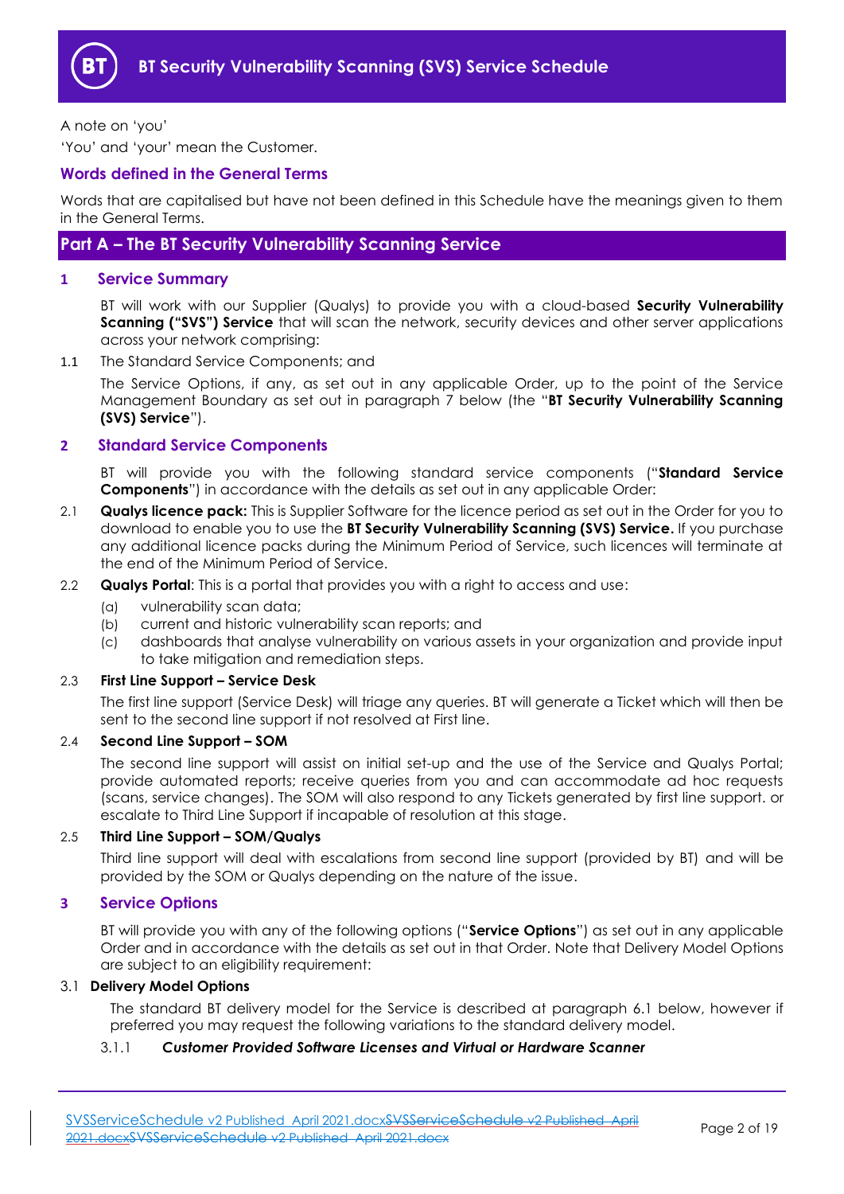A note on 'you'

'You' and 'your' mean the Customer.

## Words defined in the General Terms

Words that are capitalised but have not been defined in this Schedule have the meanings given to them in the General Terms.

# Part A – The BT Security Vulnerability Scanning Service

## 1 Service Summary

BT will work with our Supplier (Qualys) to provide you with a cloud-based **Security Vulnerability Scanning ("SVS") Service** that will scan the network, security devices and other server applications across your network comprising:

1.1 The Standard Service Components; and

The Service Options, if any, as set out in any applicable Order, up to the point of the Service Management Boundary as set out in paragraph 7 below (the "**BT Security Vulnerability Scanning (SVS) Service**").

## 2 Standard Service Components

BT will provide you with the following standard service components ("**Standard Service Components**") in accordance with the details as set out in any applicable Order:

2.1 **Qualys licence pack:** This is Supplier Software for the licence period as set out in the Order for you to download to enable you to use the **BT Security Vulnerability Scanning (SVS) Service.** If you purchase any additional licence packs during the Minimum Period of Service, such licences will terminate at the end of the Minimum Period of Service.

2.2 **Qualys Portal**: This is a portal that provides you with a right to access and use:

(a) vulnerability scan data;
(b) current and historic vulnerability scan reports; and
(c) dashboards that analyse vulnerability on various assets in your organization and provide input to take mitigation and remediation steps.

2.3 **First Line Support – Service Desk**

The first line support (Service Desk) will triage any queries. BT will generate a Ticket which will then be sent to the second line support if not resolved at First line.

2.4 **Second Line Support – SOM**

The second line support will assist on initial set-up and the use of the Service and Qualys Portal; provide automated reports; receive queries from you and can accommodate ad hoc requests (scans, service changes). The SOM will also respond to any Tickets generated by first line support. or escalate to Third Line Support if incapable of resolution at this stage.

2.5 **Third Line Support – SOM/Qualys**

Third line support will deal with escalations from second line support (provided by BT) and will be provided by the SOM or Qualys depending on the nature of the issue.

## 3 Service Options

BT will provide you with any of the following options ("**Service Options**") as set out in any applicable Order and in accordance with the details as set out in that Order. Note that Delivery Model Options are subject to an eligibility requirement:

3.1 **Delivery Model Options**

The standard BT delivery model for the Service is described at paragraph 6.1 below, however if preferred you may request the following variations to the standard delivery model.

3.1.1 ***Customer Provided Software Licenses and Virtual or Hardware Scanner***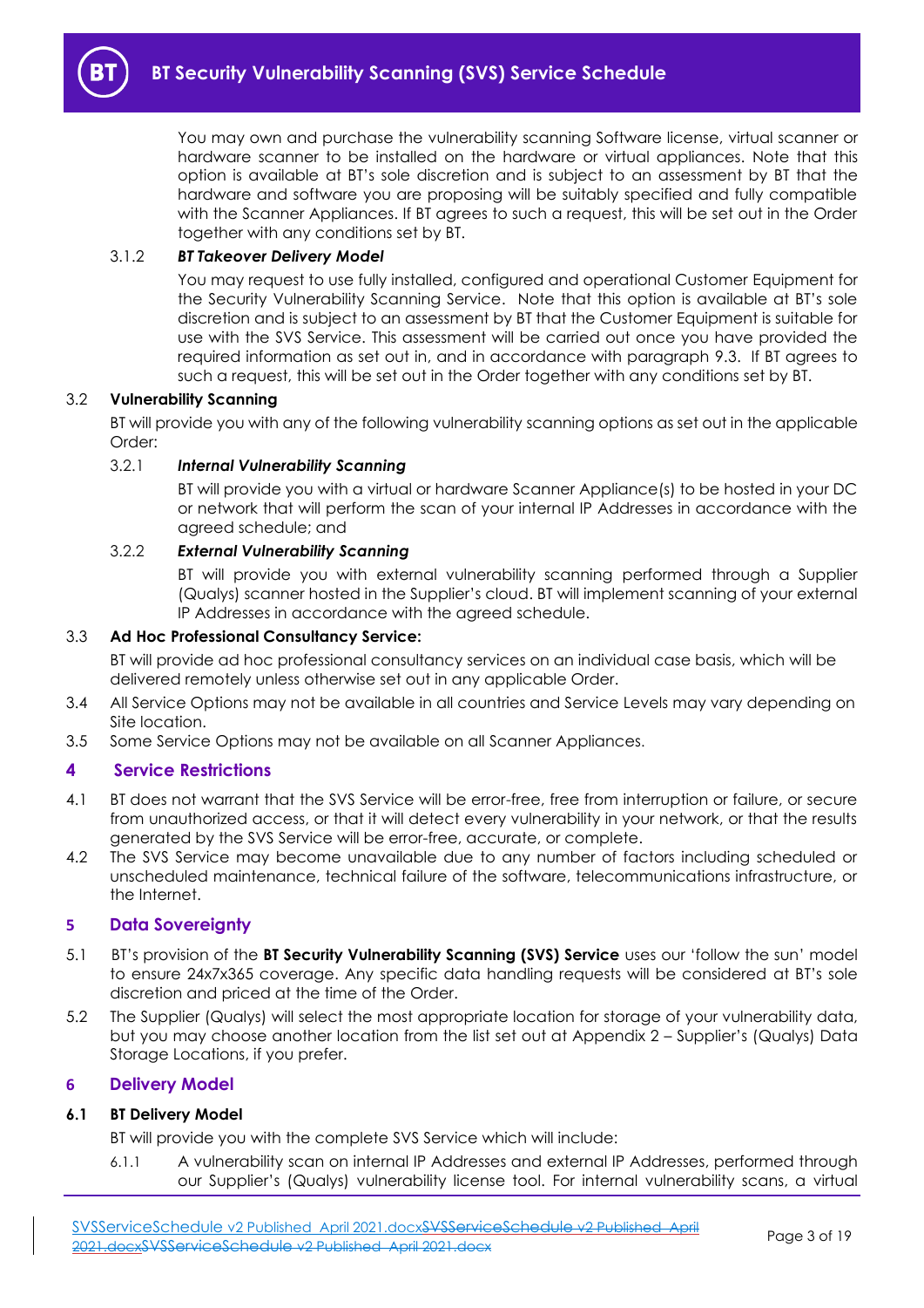You may own and purchase the vulnerability scanning Software license, virtual scanner or hardware scanner to be installed on the hardware or virtual appliances. Note that this option is available at BT's sole discretion and is subject to an assessment by BT that the hardware and software you are proposing will be suitably specified and fully compatible with the Scanner Appliances. If BT agrees to such a request, this will be set out in the Order together with any conditions set by BT.

3.1.2 ***BT Takeover Delivery Model***

You may request to use fully installed, configured and operational Customer Equipment for the Security Vulnerability Scanning Service. Note that this option is available at BT's sole discretion and is subject to an assessment by BT that the Customer Equipment is suitable for use with the SVS Service. This assessment will be carried out once you have provided the required information as set out in, and in accordance with paragraph 9.3. If BT agrees to such a request, this will be set out in the Order together with any conditions set by BT.

3.2 **Vulnerability Scanning**

BT will provide you with any of the following vulnerability scanning options as set out in the applicable Order:

3.2.1 ***Internal Vulnerability Scanning***

BT will provide you with a virtual or hardware Scanner Appliance(s) to be hosted in your DC or network that will perform the scan of your internal IP Addresses in accordance with the agreed schedule; and

3.2.2 ***External Vulnerability Scanning***

BT will provide you with external vulnerability scanning performed through a Supplier (Qualys) scanner hosted in the Supplier's cloud. BT will implement scanning of your external IP Addresses in accordance with the agreed schedule.

3.3 **Ad Hoc Professional Consultancy Service:**

BT will provide ad hoc professional consultancy services on an individual case basis, which will be delivered remotely unless otherwise set out in any applicable Order.

3.4 All Service Options may not be available in all countries and Service Levels may vary depending on Site location.

3.5 Some Service Options may not be available on all Scanner Appliances.

## 4 Service Restrictions

4.1 BT does not warrant that the SVS Service will be error-free, free from interruption or failure, or secure from unauthorized access, or that it will detect every vulnerability in your network, or that the results generated by the SVS Service will be error-free, accurate, or complete.

4.2 The SVS Service may become unavailable due to any number of factors including scheduled or unscheduled maintenance, technical failure of the software, telecommunications infrastructure, or the Internet.

## 5 Data Sovereignty

5.1 BT's provision of the **BT Security Vulnerability Scanning (SVS) Service** uses our 'follow the sun' model to ensure 24x7x365 coverage. Any specific data handling requests will be considered at BT's sole discretion and priced at the time of the Order.

5.2 The Supplier (Qualys) will select the most appropriate location for storage of your vulnerability data, but you may choose another location from the list set out at Appendix 2 – Supplier's (Qualys) Data Storage Locations, if you prefer.

## 6 Delivery Model

### 6.1 BT Delivery Model

BT will provide you with the complete SVS Service which will include:

6.1.1 A vulnerability scan on internal IP Addresses and external IP Addresses, performed through our Supplier's (Qualys) vulnerability license tool. For internal vulnerability scans, a virtual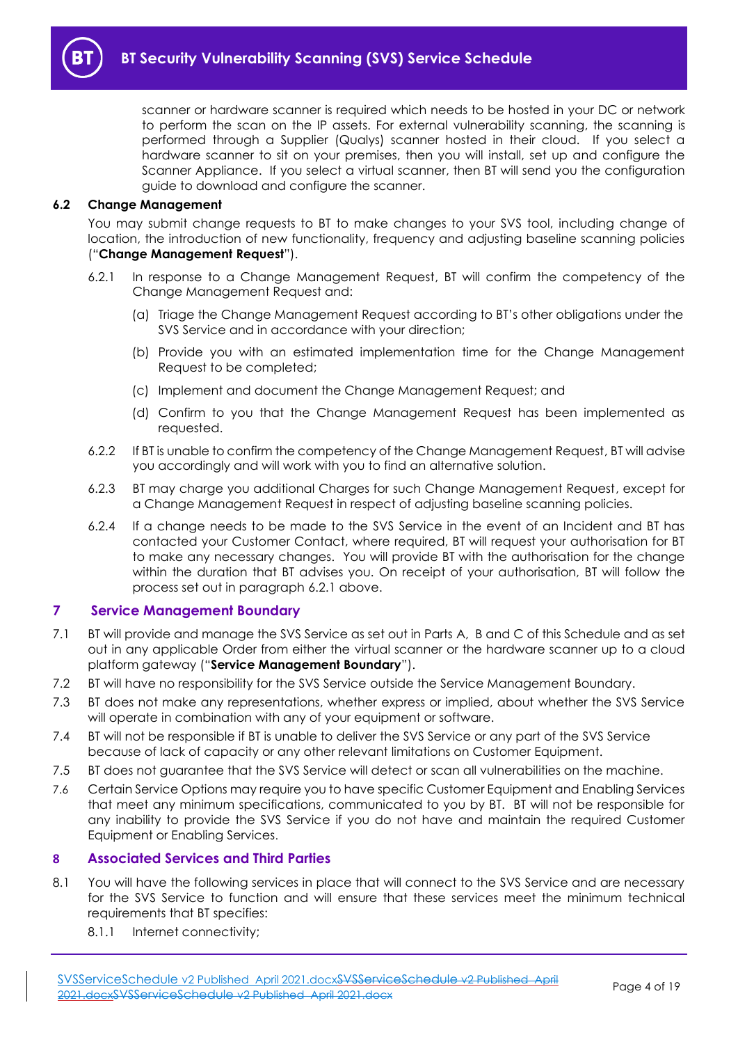scanner or hardware scanner is required which needs to be hosted in your DC or network to perform the scan on the IP assets. For external vulnerability scanning, the scanning is performed through a Supplier (Qualys) scanner hosted in their cloud. If you select a hardware scanner to sit on your premises, then you will install, set up and configure the Scanner Appliance. If you select a virtual scanner, then BT will send you the configuration guide to download and configure the scanner.

### 6.2 Change Management

You may submit change requests to BT to make changes to your SVS tool, including change of location, the introduction of new functionality, frequency and adjusting baseline scanning policies ("**Change Management Request**").

6.2.1 In response to a Change Management Request, BT will confirm the competency of the Change Management Request and:

(a) Triage the Change Management Request according to BT's other obligations under the SVS Service and in accordance with your direction;

(b) Provide you with an estimated implementation time for the Change Management Request to be completed;

(c) Implement and document the Change Management Request; and

(d) Confirm to you that the Change Management Request has been implemented as requested.

6.2.2 If BT is unable to confirm the competency of the Change Management Request, BT will advise you accordingly and will work with you to find an alternative solution.

6.2.3 BT may charge you additional Charges for such Change Management Request, except for a Change Management Request in respect of adjusting baseline scanning policies.

6.2.4 If a change needs to be made to the SVS Service in the event of an Incident and BT has contacted your Customer Contact, where required, BT will request your authorisation for BT to make any necessary changes. You will provide BT with the authorisation for the change within the duration that BT advises you. On receipt of your authorisation, BT will follow the process set out in paragraph 6.2.1 above.

## 7 Service Management Boundary

7.1 BT will provide and manage the SVS Service as set out in Parts A, B and C of this Schedule and as set out in any applicable Order from either the virtual scanner or the hardware scanner up to a cloud platform gateway ("**Service Management Boundary**").

7.2 BT will have no responsibility for the SVS Service outside the Service Management Boundary.

7.3 BT does not make any representations, whether express or implied, about whether the SVS Service will operate in combination with any of your equipment or software.

7.4 BT will not be responsible if BT is unable to deliver the SVS Service or any part of the SVS Service because of lack of capacity or any other relevant limitations on Customer Equipment.

7.5 BT does not guarantee that the SVS Service will detect or scan all vulnerabilities on the machine.

7.6 Certain Service Options may require you to have specific Customer Equipment and Enabling Services that meet any minimum specifications, communicated to you by BT. BT will not be responsible for any inability to provide the SVS Service if you do not have and maintain the required Customer Equipment or Enabling Services.

## 8 Associated Services and Third Parties

8.1 You will have the following services in place that will connect to the SVS Service and are necessary for the SVS Service to function and will ensure that these services meet the minimum technical requirements that BT specifies:

8.1.1 Internet connectivity;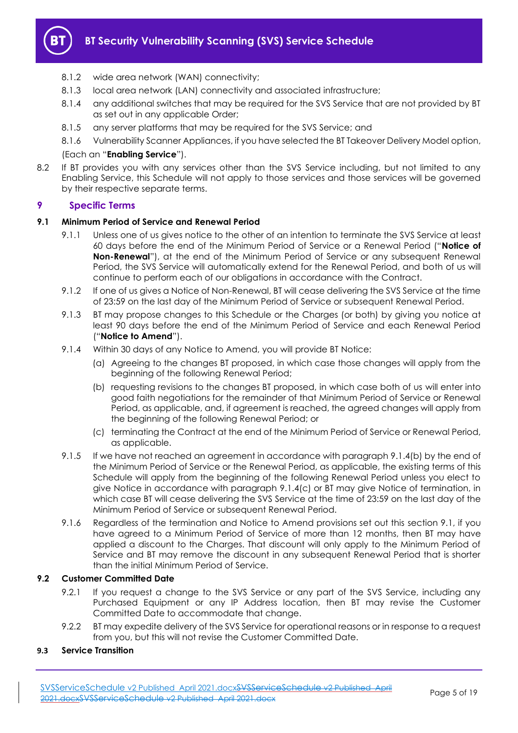8.1.2 wide area network (WAN) connectivity;

8.1.3 local area network (LAN) connectivity and associated infrastructure;

8.1.4 any additional switches that may be required for the SVS Service that are not provided by BT as set out in any applicable Order;

8.1.5 any server platforms that may be required for the SVS Service; and

8.1.6 Vulnerability Scanner Appliances, if you have selected the BT Takeover Delivery Model option,

(Each an "**Enabling Service**").

8.2 If BT provides you with any services other than the SVS Service including, but not limited to any Enabling Service, this Schedule will not apply to those services and those services will be governed by their respective separate terms.

## 9 Specific Terms

### 9.1 Minimum Period of Service and Renewal Period

9.1.1 Unless one of us gives notice to the other of an intention to terminate the SVS Service at least 60 days before the end of the Minimum Period of Service or a Renewal Period ("**Notice of Non-Renewal**"), at the end of the Minimum Period of Service or any subsequent Renewal Period, the SVS Service will automatically extend for the Renewal Period, and both of us will continue to perform each of our obligations in accordance with the Contract.

9.1.2 If one of us gives a Notice of Non-Renewal, BT will cease delivering the SVS Service at the time of 23:59 on the last day of the Minimum Period of Service or subsequent Renewal Period.

9.1.3 BT may propose changes to this Schedule or the Charges (or both) by giving you notice at least 90 days before the end of the Minimum Period of Service and each Renewal Period ("**Notice to Amend**").

9.1.4 Within 30 days of any Notice to Amend, you will provide BT Notice:

(a) Agreeing to the changes BT proposed, in which case those changes will apply from the beginning of the following Renewal Period;

(b) requesting revisions to the changes BT proposed, in which case both of us will enter into good faith negotiations for the remainder of that Minimum Period of Service or Renewal Period, as applicable, and, if agreement is reached, the agreed changes will apply from the beginning of the following Renewal Period; or

(c) terminating the Contract at the end of the Minimum Period of Service or Renewal Period, as applicable.

9.1.5 If we have not reached an agreement in accordance with paragraph 9.1.4(b) by the end of the Minimum Period of Service or the Renewal Period, as applicable, the existing terms of this Schedule will apply from the beginning of the following Renewal Period unless you elect to give Notice in accordance with paragraph 9.1.4(c) or BT may give Notice of termination, in which case BT will cease delivering the SVS Service at the time of 23:59 on the last day of the Minimum Period of Service or subsequent Renewal Period.

9.1.6 Regardless of the termination and Notice to Amend provisions set out this section 9.1, if you have agreed to a Minimum Period of Service of more than 12 months, then BT may have applied a discount to the Charges. That discount will only apply to the Minimum Period of Service and BT may remove the discount in any subsequent Renewal Period that is shorter than the initial Minimum Period of Service.

### 9.2 Customer Committed Date

9.2.1 If you request a change to the SVS Service or any part of the SVS Service, including any Purchased Equipment or any IP Address location, then BT may revise the Customer Committed Date to accommodate that change.

9.2.2 BT may expedite delivery of the SVS Service for operational reasons or in response to a request from you, but this will not revise the Customer Committed Date.

### 9.3 Service Transition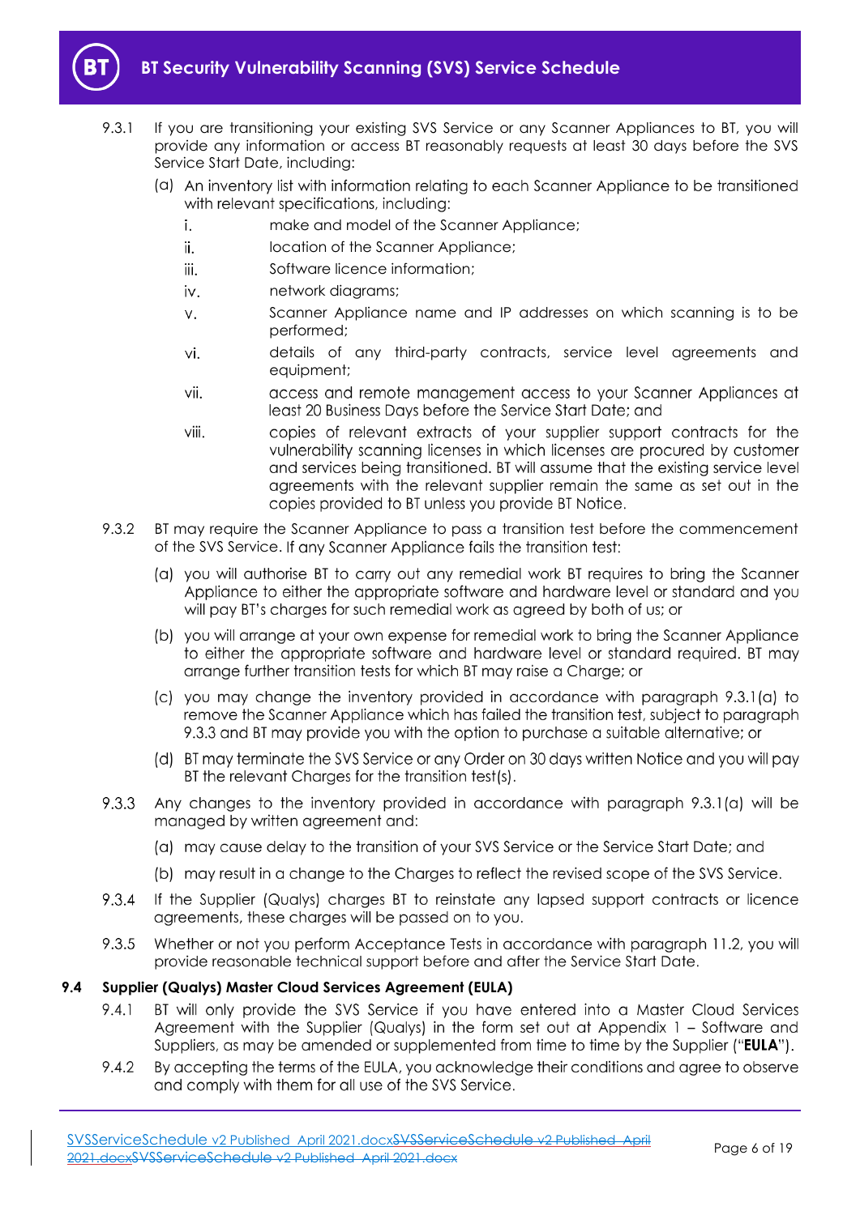9.3.1 If you are transitioning your existing SVS Service or any Scanner Appliances to BT, you will provide any information or access BT reasonably requests at least 30 days before the SVS Service Start Date, including:

(a) An inventory list with information relating to each Scanner Appliance to be transitioned with relevant specifications, including:

i. make and model of the Scanner Appliance;

ii. location of the Scanner Appliance;

iii. Software licence information;

iv. network diagrams;

v. Scanner Appliance name and IP addresses on which scanning is to be performed;

vi. details of any third-party contracts, service level agreements and equipment;

vii. access and remote management access to your Scanner Appliances at least 20 Business Days before the Service Start Date; and

viii. copies of relevant extracts of your supplier support contracts for the vulnerability scanning licenses in which licenses are procured by customer and services being transitioned. BT will assume that the existing service level agreements with the relevant supplier remain the same as set out in the copies provided to BT unless you provide BT Notice.

9.3.2 BT may require the Scanner Appliance to pass a transition test before the commencement of the SVS Service. If any Scanner Appliance fails the transition test:

(a) you will authorise BT to carry out any remedial work BT requires to bring the Scanner Appliance to either the appropriate software and hardware level or standard and you will pay BT's charges for such remedial work as agreed by both of us; or

(b) you will arrange at your own expense for remedial work to bring the Scanner Appliance to either the appropriate software and hardware level or standard required. BT may arrange further transition tests for which BT may raise a Charge; or

(c) you may change the inventory provided in accordance with paragraph 9.3.1(a) to remove the Scanner Appliance which has failed the transition test, subject to paragraph 9.3.3 and BT may provide you with the option to purchase a suitable alternative; or

(d) BT may terminate the SVS Service or any Order on 30 days written Notice and you will pay BT the relevant Charges for the transition test(s).

9.3.3 Any changes to the inventory provided in accordance with paragraph 9.3.1(a) will be managed by written agreement and:

(a) may cause delay to the transition of your SVS Service or the Service Start Date; and

(b) may result in a change to the Charges to reflect the revised scope of the SVS Service.

9.3.4 If the Supplier (Qualys) charges BT to reinstate any lapsed support contracts or licence agreements, these charges will be passed on to you.

9.3.5 Whether or not you perform Acceptance Tests in accordance with paragraph 11.2, you will provide reasonable technical support before and after the Service Start Date.

### 9.4 Supplier (Qualys) Master Cloud Services Agreement (EULA)

9.4.1 BT will only provide the SVS Service if you have entered into a Master Cloud Services Agreement with the Supplier (Qualys) in the form set out at Appendix 1 – Software and Suppliers, as may be amended or supplemented from time to time by the Supplier ("**EULA**").

9.4.2 By accepting the terms of the EULA, you acknowledge their conditions and agree to observe and comply with them for all use of the SVS Service.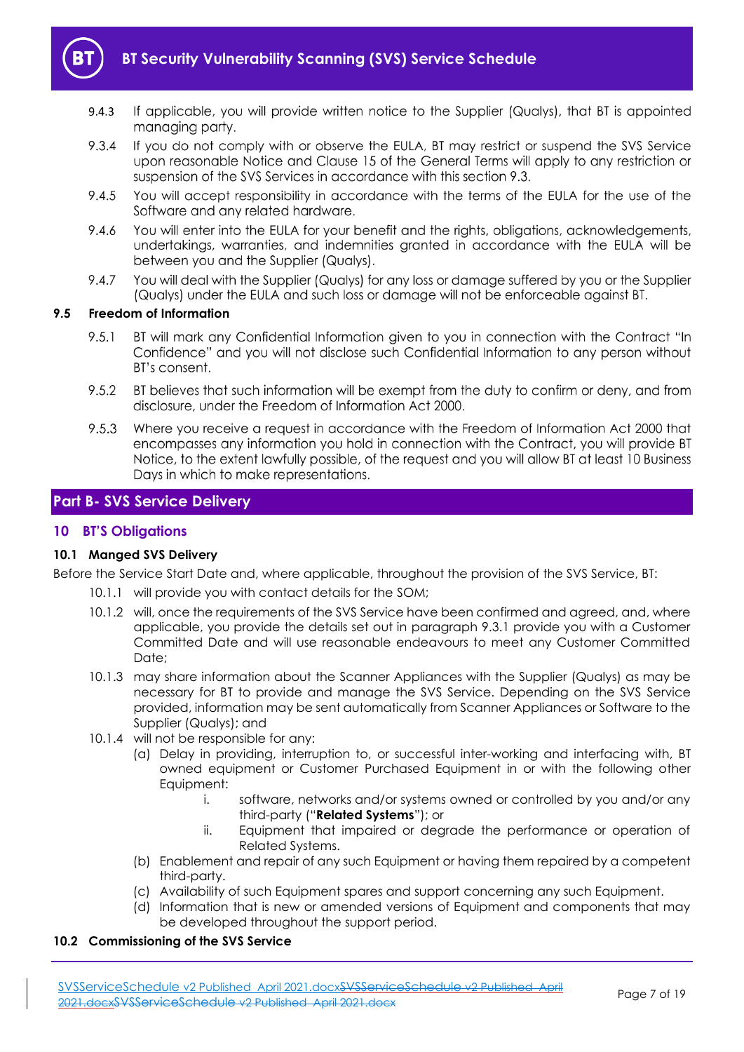9.4.3 If applicable, you will provide written notice to the Supplier (Qualys), that BT is appointed managing party.

9.3.4 If you do not comply with or observe the EULA, BT may restrict or suspend the SVS Service upon reasonable Notice and Clause 15 of the General Terms will apply to any restriction or suspension of the SVS Services in accordance with this section 9.3.

9.4.5 You will accept responsibility in accordance with the terms of the EULA for the use of the Software and any related hardware.

9.4.6 You will enter into the EULA for your benefit and the rights, obligations, acknowledgements, undertakings, warranties, and indemnities granted in accordance with the EULA will be between you and the Supplier (Qualys).

9.4.7 You will deal with the Supplier (Qualys) for any loss or damage suffered by you or the Supplier (Qualys) under the EULA and such loss or damage will not be enforceable against BT.

### 9.5 Freedom of Information

9.5.1 BT will mark any Confidential Information given to you in connection with the Contract "In Confidence" and you will not disclose such Confidential Information to any person without BT's consent.

9.5.2 BT believes that such information will be exempt from the duty to confirm or deny, and from disclosure, under the Freedom of Information Act 2000.

9.5.3 Where you receive a request in accordance with the Freedom of Information Act 2000 that encompasses any information you hold in connection with the Contract, you will provide BT Notice, to the extent lawfully possible, of the request and you will allow BT at least 10 Business Days in which to make representations.

## Part B- SVS Service Delivery

## 10 BT'S Obligations

### 10.1 Manged SVS Delivery

Before the Service Start Date and, where applicable, throughout the provision of the SVS Service, BT:

10.1.1 will provide you with contact details for the SOM;

10.1.2 will, once the requirements of the SVS Service have been confirmed and agreed, and, where applicable, you provide the details set out in paragraph 9.3.1 provide you with a Customer Committed Date and will use reasonable endeavours to meet any Customer Committed Date;

10.1.3 may share information about the Scanner Appliances with the Supplier (Qualys) as may be necessary for BT to provide and manage the SVS Service. Depending on the SVS Service provided, information may be sent automatically from Scanner Appliances or Software to the Supplier (Qualys); and

10.1.4 will not be responsible for any:

(a) Delay in providing, interruption to, or successful inter-working and interfacing with, BT owned equipment or Customer Purchased Equipment in or with the following other Equipment:

i. software, networks and/or systems owned or controlled by you and/or any third-party ("**Related Systems**"); or

ii. Equipment that impaired or degrade the performance or operation of Related Systems.

(b) Enablement and repair of any such Equipment or having them repaired by a competent third-party.

(c) Availability of such Equipment spares and support concerning any such Equipment.

(d) Information that is new or amended versions of Equipment and components that may be developed throughout the support period.

### 10.2 Commissioning of the SVS Service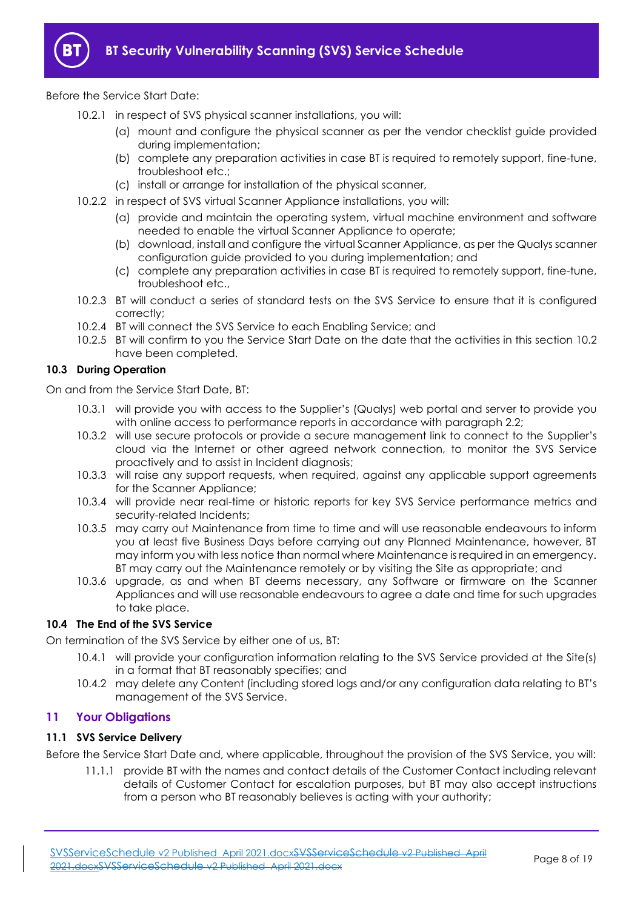Before the Service Start Date:

- 10.2.1 in respect of SVS physical scanner installations, you will:
  - (a) mount and configure the physical scanner as per the vendor checklist guide provided during implementation;
  - (b) complete any preparation activities in case BT is required to remotely support, fine-tune, troubleshoot etc.;
  - (c) install or arrange for installation of the physical scanner,
- 10.2.2 in respect of SVS virtual Scanner Appliance installations, you will:
  - (a) provide and maintain the operating system, virtual machine environment and software needed to enable the virtual Scanner Appliance to operate;
  - (b) download, install and configure the virtual Scanner Appliance, as per the Qualys scanner configuration guide provided to you during implementation; and
  - (c) complete any preparation activities in case BT is required to remotely support, fine-tune, troubleshoot etc.,
- 10.2.3 BT will conduct a series of standard tests on the SVS Service to ensure that it is configured correctly;
- 10.2.4 BT will connect the SVS Service to each Enabling Service; and
- 10.2.5 BT will confirm to you the Service Start Date on the date that the activities in this section 10.2 have been completed.

### 10.3 During Operation

On and from the Service Start Date, BT:

- 10.3.1 will provide you with access to the Supplier's (Qualys) web portal and server to provide you with online access to performance reports in accordance with paragraph 2.2;
- 10.3.2 will use secure protocols or provide a secure management link to connect to the Supplier's cloud via the Internet or other agreed network connection, to monitor the SVS Service proactively and to assist in Incident diagnosis;
- 10.3.3 will raise any support requests, when required, against any applicable support agreements for the Scanner Appliance;
- 10.3.4 will provide near real-time or historic reports for key SVS Service performance metrics and security-related Incidents;
- 10.3.5 may carry out Maintenance from time to time and will use reasonable endeavours to inform you at least five Business Days before carrying out any Planned Maintenance, however, BT may inform you with less notice than normal where Maintenance is required in an emergency. BT may carry out the Maintenance remotely or by visiting the Site as appropriate; and
- 10.3.6 upgrade, as and when BT deems necessary, any Software or firmware on the Scanner Appliances and will use reasonable endeavours to agree a date and time for such upgrades to take place.

### 10.4 The End of the SVS Service

On termination of the SVS Service by either one of us, BT:

- 10.4.1 will provide your configuration information relating to the SVS Service provided at the Site(s) in a format that BT reasonably specifies; and
- 10.4.2 may delete any Content (including stored logs and/or any configuration data relating to BT's management of the SVS Service.

## 11 Your Obligations

### 11.1 SVS Service Delivery

Before the Service Start Date and, where applicable, throughout the provision of the SVS Service, you will:

- 11.1.1 provide BT with the names and contact details of the Customer Contact including relevant details of Customer Contact for escalation purposes, but BT may also accept instructions from a person who BT reasonably believes is acting with your authority;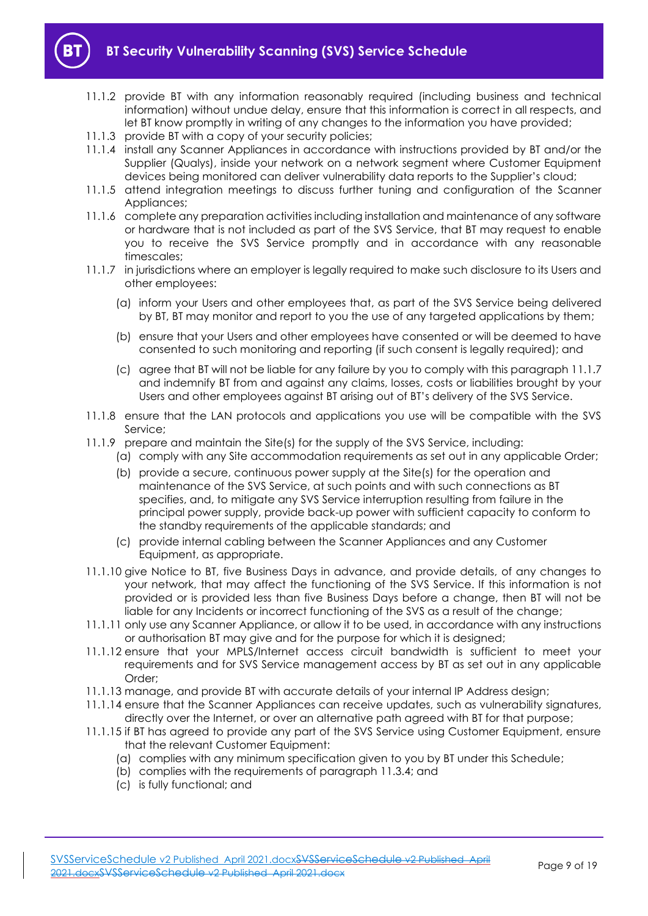11.1.2 provide BT with any information reasonably required (including business and technical information) without undue delay, ensure that this information is correct in all respects, and let BT know promptly in writing of any changes to the information you have provided;

11.1.3 provide BT with a copy of your security policies;

11.1.4 install any Scanner Appliances in accordance with instructions provided by BT and/or the Supplier (Qualys), inside your network on a network segment where Customer Equipment devices being monitored can deliver vulnerability data reports to the Supplier's cloud;

11.1.5 attend integration meetings to discuss further tuning and configuration of the Scanner Appliances;

11.1.6 complete any preparation activities including installation and maintenance of any software or hardware that is not included as part of the SVS Service, that BT may request to enable you to receive the SVS Service promptly and in accordance with any reasonable timescales;

11.1.7 in jurisdictions where an employer is legally required to make such disclosure to its Users and other employees:

(a) inform your Users and other employees that, as part of the SVS Service being delivered by BT, BT may monitor and report to you the use of any targeted applications by them;

(b) ensure that your Users and other employees have consented or will be deemed to have consented to such monitoring and reporting (if such consent is legally required); and

(c) agree that BT will not be liable for any failure by you to comply with this paragraph 11.1.7 and indemnify BT from and against any claims, losses, costs or liabilities brought by your Users and other employees against BT arising out of BT's delivery of the SVS Service.

11.1.8 ensure that the LAN protocols and applications you use will be compatible with the SVS Service;

11.1.9 prepare and maintain the Site(s) for the supply of the SVS Service, including:

(a) comply with any Site accommodation requirements as set out in any applicable Order;

(b) provide a secure, continuous power supply at the Site(s) for the operation and maintenance of the SVS Service, at such points and with such connections as BT specifies, and, to mitigate any SVS Service interruption resulting from failure in the principal power supply, provide back-up power with sufficient capacity to conform to the standby requirements of the applicable standards; and

(c) provide internal cabling between the Scanner Appliances and any Customer Equipment, as appropriate.

11.1.10 give Notice to BT, five Business Days in advance, and provide details, of any changes to your network, that may affect the functioning of the SVS Service. If this information is not provided or is provided less than five Business Days before a change, then BT will not be liable for any Incidents or incorrect functioning of the SVS as a result of the change;

11.1.11 only use any Scanner Appliance, or allow it to be used, in accordance with any instructions or authorisation BT may give and for the purpose for which it is designed;

11.1.12 ensure that your MPLS/Internet access circuit bandwidth is sufficient to meet your requirements and for SVS Service management access by BT as set out in any applicable Order;

11.1.13 manage, and provide BT with accurate details of your internal IP Address design;

11.1.14 ensure that the Scanner Appliances can receive updates, such as vulnerability signatures, directly over the Internet, or over an alternative path agreed with BT for that purpose;

11.1.15 if BT has agreed to provide any part of the SVS Service using Customer Equipment, ensure that the relevant Customer Equipment:

(a) complies with any minimum specification given to you by BT under this Schedule;

(b) complies with the requirements of paragraph 11.3.4; and

(c) is fully functional; and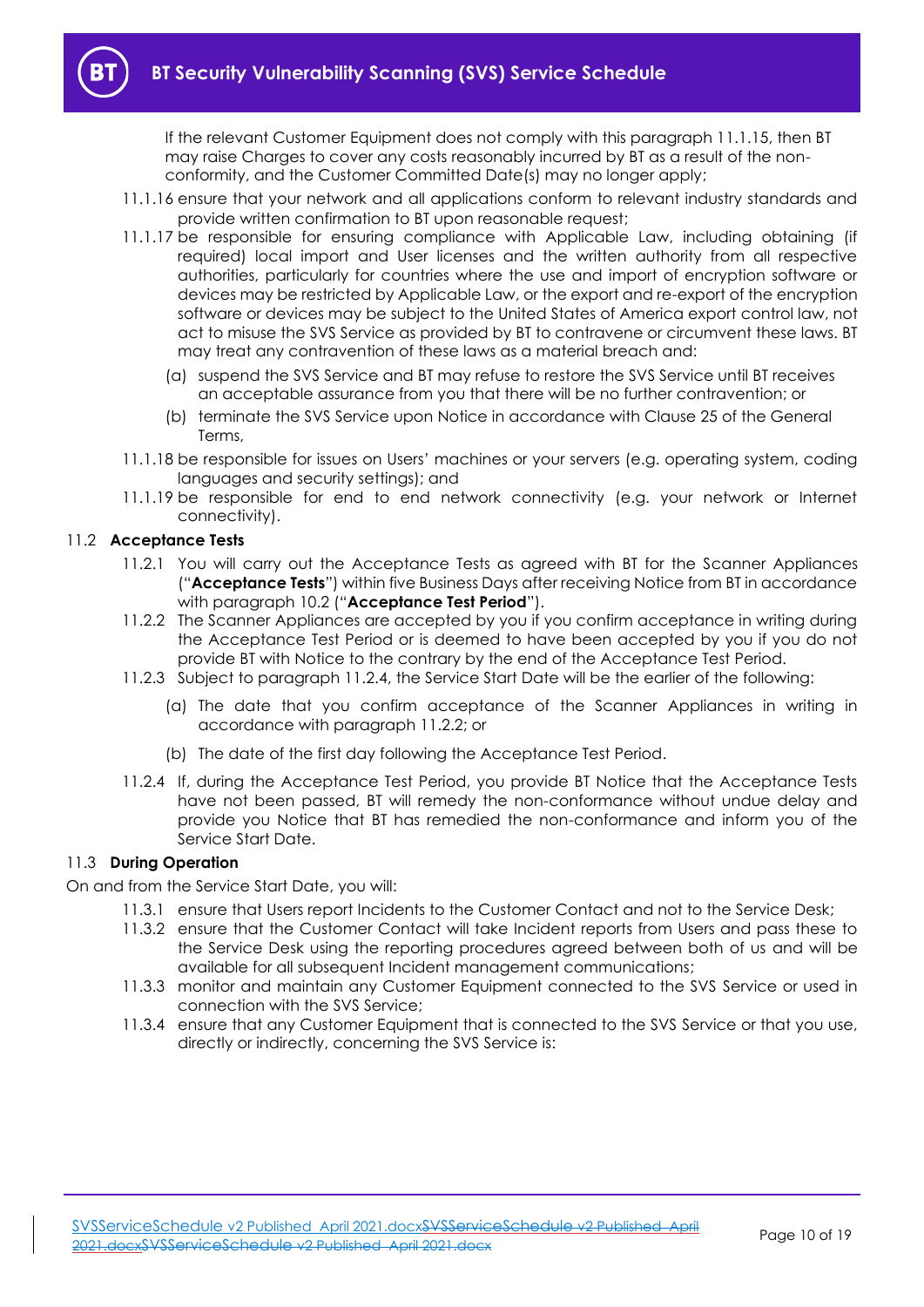If the relevant Customer Equipment does not comply with this paragraph 11.1.15, then BT may raise Charges to cover any costs reasonably incurred by BT as a result of the non-conformity, and the Customer Committed Date(s) may no longer apply;

11.1.16 ensure that your network and all applications conform to relevant industry standards and provide written confirmation to BT upon reasonable request;

11.1.17 be responsible for ensuring compliance with Applicable Law, including obtaining (if required) local import and User licenses and the written authority from all respective authorities, particularly for countries where the use and import of encryption software or devices may be restricted by Applicable Law, or the export and re-export of the encryption software or devices may be subject to the United States of America export control law, not act to misuse the SVS Service as provided by BT to contravene or circumvent these laws. BT may treat any contravention of these laws as a material breach and:

(a) suspend the SVS Service and BT may refuse to restore the SVS Service until BT receives an acceptable assurance from you that there will be no further contravention; or

(b) terminate the SVS Service upon Notice in accordance with Clause 25 of the General Terms,

11.1.18 be responsible for issues on Users' machines or your servers (e.g. operating system, coding languages and security settings); and

11.1.19 be responsible for end to end network connectivity (e.g. your network or Internet connectivity).

### 11.2 Acceptance Tests

11.2.1 You will carry out the Acceptance Tests as agreed with BT for the Scanner Appliances ("**Acceptance Tests**") within five Business Days after receiving Notice from BT in accordance with paragraph 10.2 ("**Acceptance Test Period**").

11.2.2 The Scanner Appliances are accepted by you if you confirm acceptance in writing during the Acceptance Test Period or is deemed to have been accepted by you if you do not provide BT with Notice to the contrary by the end of the Acceptance Test Period.

11.2.3 Subject to paragraph 11.2.4, the Service Start Date will be the earlier of the following:

(a) The date that you confirm acceptance of the Scanner Appliances in writing in accordance with paragraph 11.2.2; or

(b) The date of the first day following the Acceptance Test Period.

11.2.4 If, during the Acceptance Test Period, you provide BT Notice that the Acceptance Tests have not been passed, BT will remedy the non-conformance without undue delay and provide you Notice that BT has remedied the non-conformance and inform you of the Service Start Date.

### 11.3 During Operation

On and from the Service Start Date, you will:

11.3.1 ensure that Users report Incidents to the Customer Contact and not to the Service Desk;

11.3.2 ensure that the Customer Contact will take Incident reports from Users and pass these to the Service Desk using the reporting procedures agreed between both of us and will be available for all subsequent Incident management communications;

11.3.3 monitor and maintain any Customer Equipment connected to the SVS Service or used in connection with the SVS Service;

11.3.4 ensure that any Customer Equipment that is connected to the SVS Service or that you use, directly or indirectly, concerning the SVS Service is: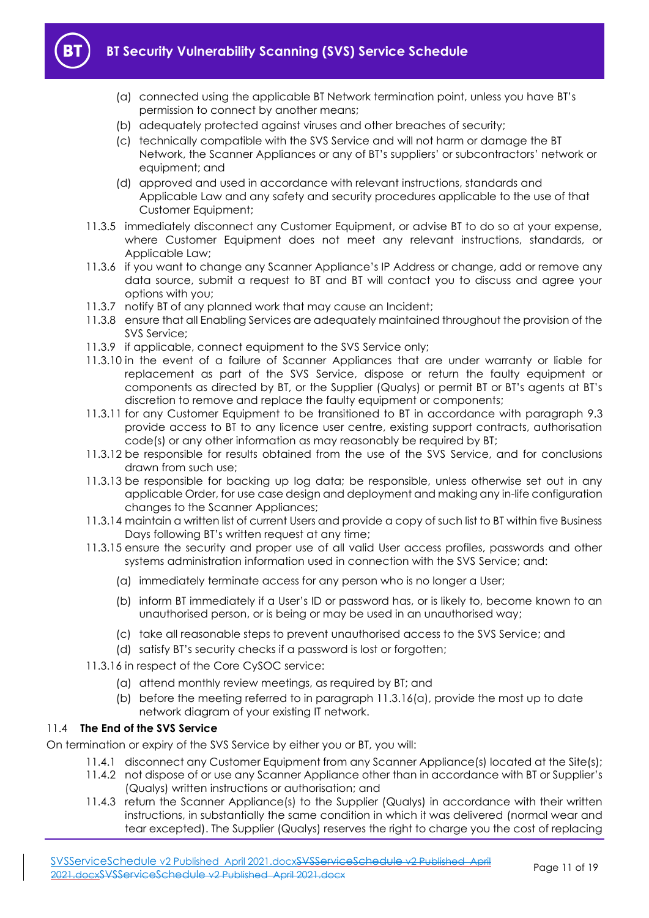(a) connected using the applicable BT Network termination point, unless you have BT's permission to connect by another means;

(b) adequately protected against viruses and other breaches of security;

(c) technically compatible with the SVS Service and will not harm or damage the BT Network, the Scanner Appliances or any of BT's suppliers' or subcontractors' network or equipment; and

(d) approved and used in accordance with relevant instructions, standards and Applicable Law and any safety and security procedures applicable to the use of that Customer Equipment;

11.3.5 immediately disconnect any Customer Equipment, or advise BT to do so at your expense, where Customer Equipment does not meet any relevant instructions, standards, or Applicable Law;

11.3.6 if you want to change any Scanner Appliance's IP Address or change, add or remove any data source, submit a request to BT and BT will contact you to discuss and agree your options with you;

11.3.7 notify BT of any planned work that may cause an Incident;

11.3.8 ensure that all Enabling Services are adequately maintained throughout the provision of the SVS Service;

11.3.9 if applicable, connect equipment to the SVS Service only;

11.3.10 in the event of a failure of Scanner Appliances that are under warranty or liable for replacement as part of the SVS Service, dispose or return the faulty equipment or components as directed by BT, or the Supplier (Qualys) or permit BT or BT's agents at BT's discretion to remove and replace the faulty equipment or components;

11.3.11 for any Customer Equipment to be transitioned to BT in accordance with paragraph 9.3 provide access to BT to any licence user centre, existing support contracts, authorisation code(s) or any other information as may reasonably be required by BT;

11.3.12 be responsible for results obtained from the use of the SVS Service, and for conclusions drawn from such use;

11.3.13 be responsible for backing up log data; be responsible, unless otherwise set out in any applicable Order, for use case design and deployment and making any in-life configuration changes to the Scanner Appliances;

11.3.14 maintain a written list of current Users and provide a copy of such list to BT within five Business Days following BT's written request at any time;

11.3.15 ensure the security and proper use of all valid User access profiles, passwords and other systems administration information used in connection with the SVS Service; and:

(a) immediately terminate access for any person who is no longer a User;

(b) inform BT immediately if a User's ID or password has, or is likely to, become known to an unauthorised person, or is being or may be used in an unauthorised way;

(c) take all reasonable steps to prevent unauthorised access to the SVS Service; and

(d) satisfy BT's security checks if a password is lost or forgotten;

11.3.16 in respect of the Core CySOC service:

(a) attend monthly review meetings, as required by BT; and

(b) before the meeting referred to in paragraph 11.3.16(a), provide the most up to date network diagram of your existing IT network.

### 11.4 **The End of the SVS Service**

On termination or expiry of the SVS Service by either you or BT, you will:

11.4.1 disconnect any Customer Equipment from any Scanner Appliance(s) located at the Site(s);

11.4.2 not dispose of or use any Scanner Appliance other than in accordance with BT or Supplier's (Qualys) written instructions or authorisation; and

11.4.3 return the Scanner Appliance(s) to the Supplier (Qualys) in accordance with their written instructions, in substantially the same condition in which it was delivered (normal wear and tear excepted). The Supplier (Qualys) reserves the right to charge you the cost of replacing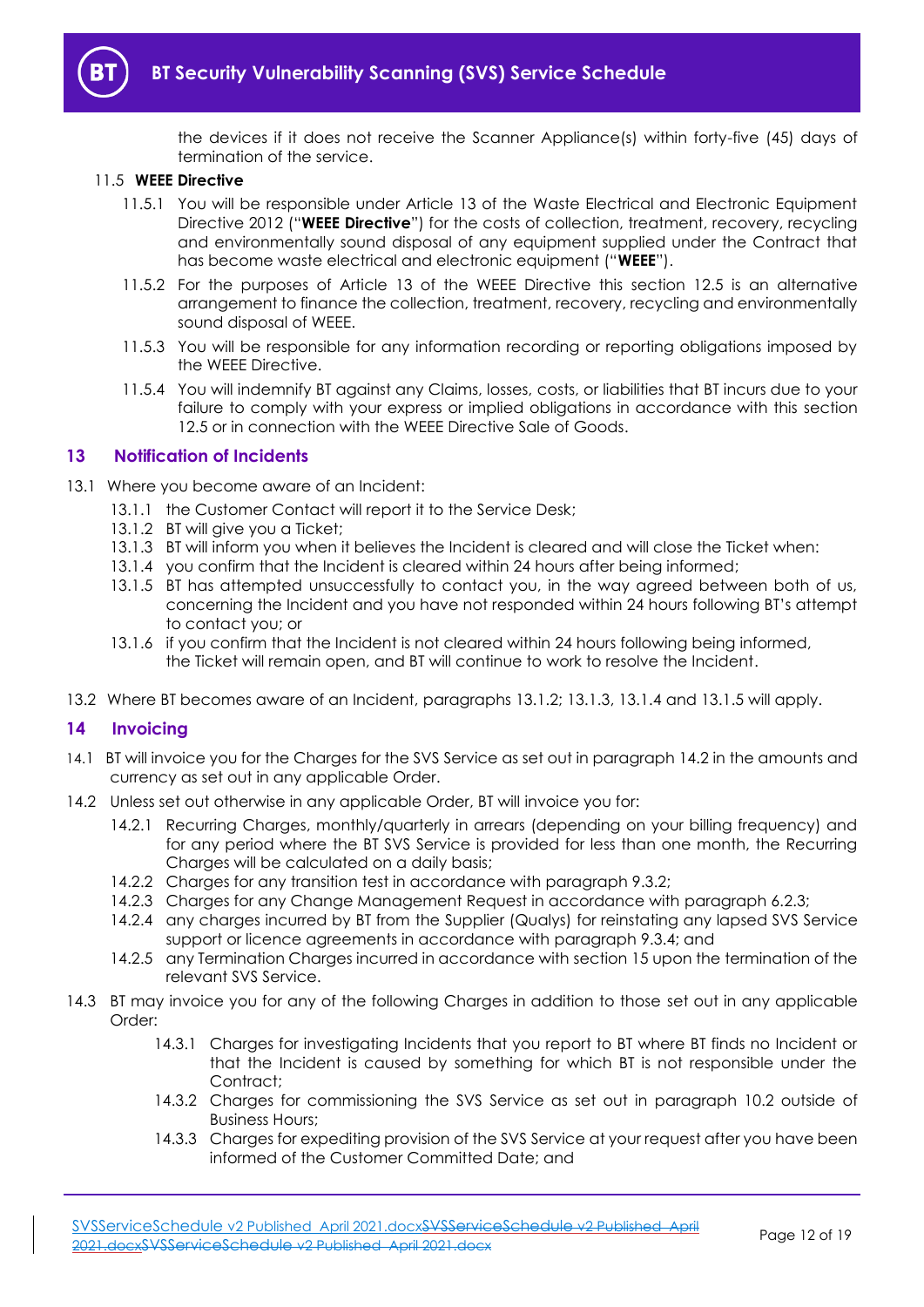the devices if it does not receive the Scanner Appliance(s) within forty-five (45) days of termination of the service.

11.5 **WEEE Directive**

11.5.1 You will be responsible under Article 13 of the Waste Electrical and Electronic Equipment Directive 2012 ("**WEEE Directive**") for the costs of collection, treatment, recovery, recycling and environmentally sound disposal of any equipment supplied under the Contract that has become waste electrical and electronic equipment ("**WEEE**").

11.5.2 For the purposes of Article 13 of the WEEE Directive this section 12.5 is an alternative arrangement to finance the collection, treatment, recovery, recycling and environmentally sound disposal of WEEE.

11.5.3 You will be responsible for any information recording or reporting obligations imposed by the WEEE Directive.

11.5.4 You will indemnify BT against any Claims, losses, costs, or liabilities that BT incurs due to your failure to comply with your express or implied obligations in accordance with this section 12.5 or in connection with the WEEE Directive Sale of Goods.

## 13 Notification of Incidents

13.1 Where you become aware of an Incident:

13.1.1 the Customer Contact will report it to the Service Desk;

13.1.2 BT will give you a Ticket;

13.1.3 BT will inform you when it believes the Incident is cleared and will close the Ticket when:

13.1.4 you confirm that the Incident is cleared within 24 hours after being informed;

13.1.5 BT has attempted unsuccessfully to contact you, in the way agreed between both of us, concerning the Incident and you have not responded within 24 hours following BT's attempt to contact you; or

13.1.6 if you confirm that the Incident is not cleared within 24 hours following being informed, the Ticket will remain open, and BT will continue to work to resolve the Incident.

13.2 Where BT becomes aware of an Incident, paragraphs 13.1.2; 13.1.3, 13.1.4 and 13.1.5 will apply.

## 14 Invoicing

14.1 BT will invoice you for the Charges for the SVS Service as set out in paragraph 14.2 in the amounts and currency as set out in any applicable Order.

14.2 Unless set out otherwise in any applicable Order, BT will invoice you for:

14.2.1 Recurring Charges, monthly/quarterly in arrears (depending on your billing frequency) and for any period where the BT SVS Service is provided for less than one month, the Recurring Charges will be calculated on a daily basis;

14.2.2 Charges for any transition test in accordance with paragraph 9.3.2;

14.2.3 Charges for any Change Management Request in accordance with paragraph 6.2.3;

14.2.4 any charges incurred by BT from the Supplier (Qualys) for reinstating any lapsed SVS Service support or licence agreements in accordance with paragraph 9.3.4; and

14.2.5 any Termination Charges incurred in accordance with section 15 upon the termination of the relevant SVS Service.

14.3 BT may invoice you for any of the following Charges in addition to those set out in any applicable Order:

14.3.1 Charges for investigating Incidents that you report to BT where BT finds no Incident or that the Incident is caused by something for which BT is not responsible under the Contract;

14.3.2 Charges for commissioning the SVS Service as set out in paragraph 10.2 outside of Business Hours;

14.3.3 Charges for expediting provision of the SVS Service at your request after you have been informed of the Customer Committed Date; and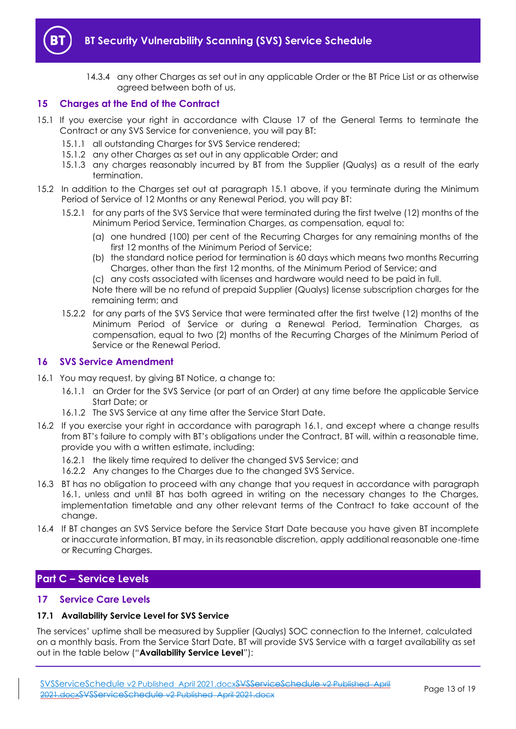14.3.4 any other Charges as set out in any applicable Order or the BT Price List or as otherwise agreed between both of us.

## 15 Charges at the End of the Contract

15.1 If you exercise your right in accordance with Clause 17 of the General Terms to terminate the Contract or any SVS Service for convenience, you will pay BT:

15.1.1 all outstanding Charges for SVS Service rendered;

15.1.2 any other Charges as set out in any applicable Order; and

15.1.3 any charges reasonably incurred by BT from the Supplier (Qualys) as a result of the early termination.

15.2 In addition to the Charges set out at paragraph 15.1 above, if you terminate during the Minimum Period of Service of 12 Months or any Renewal Period, you will pay BT:

15.2.1 for any parts of the SVS Service that were terminated during the first twelve (12) months of the Minimum Period Service, Termination Charges, as compensation, equal to:

(a) one hundred (100) per cent of the Recurring Charges for any remaining months of the first 12 months of the Minimum Period of Service;

(b) the standard notice period for termination is 60 days which means two months Recurring Charges, other than the first 12 months, of the Minimum Period of Service; and

(c) any costs associated with licenses and hardware would need to be paid in full.

Note there will be no refund of prepaid Supplier (Qualys) license subscription charges for the remaining term; and

15.2.2 for any parts of the SVS Service that were terminated after the first twelve (12) months of the Minimum Period of Service or during a Renewal Period, Termination Charges, as compensation, equal to two (2) months of the Recurring Charges of the Minimum Period of Service or the Renewal Period.

## 16 SVS Service Amendment

16.1 You may request, by giving BT Notice, a change to:

16.1.1 an Order for the SVS Service (or part of an Order) at any time before the applicable Service Start Date; or

16.1.2 The SVS Service at any time after the Service Start Date.

16.2 If you exercise your right in accordance with paragraph 16.1, and except where a change results from BT's failure to comply with BT's obligations under the Contract, BT will, within a reasonable time, provide you with a written estimate, including:

16.2.1 the likely time required to deliver the changed SVS Service; and

16.2.2 Any changes to the Charges due to the changed SVS Service.

16.3 BT has no obligation to proceed with any change that you request in accordance with paragraph 16.1, unless and until BT has both agreed in writing on the necessary changes to the Charges, implementation timetable and any other relevant terms of the Contract to take account of the change.

16.4 If BT changes an SVS Service before the Service Start Date because you have given BT incomplete or inaccurate information, BT may, in its reasonable discretion, apply additional reasonable one-time or Recurring Charges.

# Part C – Service Levels

## 17 Service Care Levels

### 17.1 Availability Service Level for SVS Service

The services' uptime shall be measured by Supplier (Qualys) SOC connection to the Internet, calculated on a monthly basis. From the Service Start Date, BT will provide SVS Service with a target availability as set out in the table below ("**Availability Service Level**"):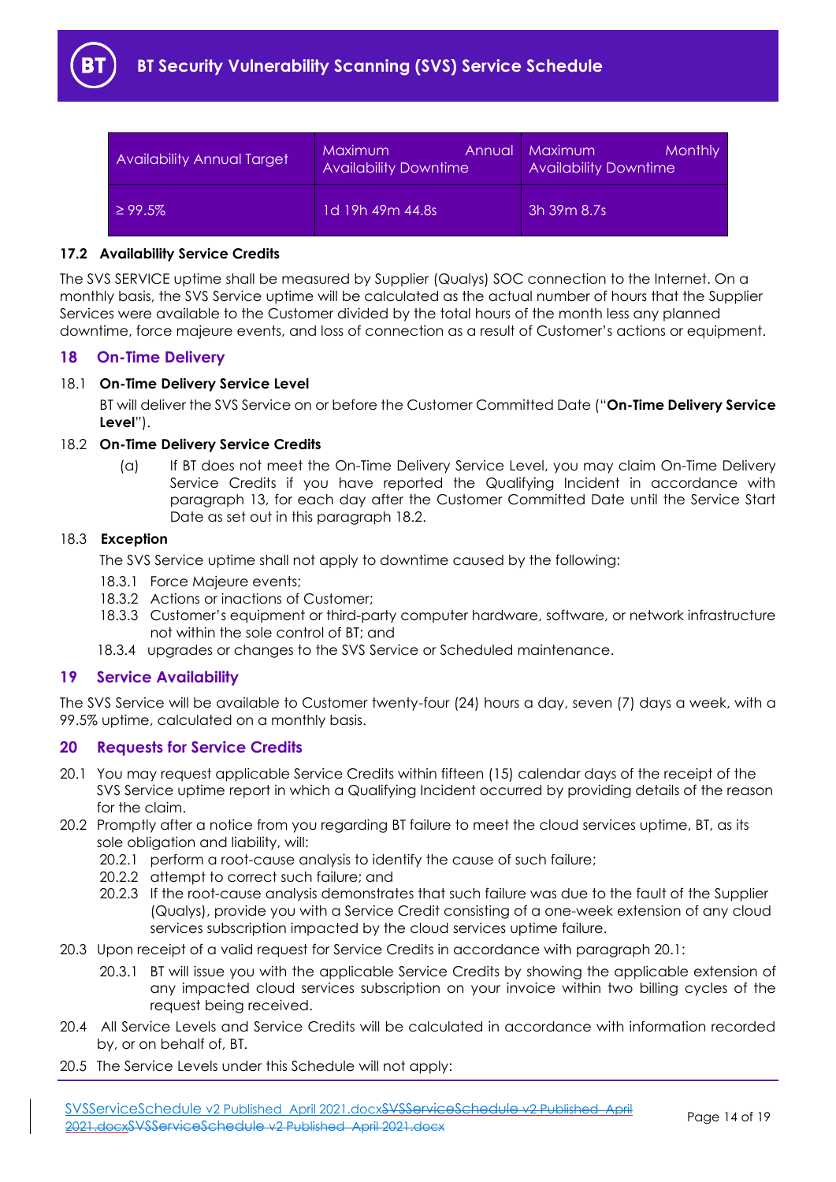| Availability Annual Target | Maximum Annual Availability Downtime | Maximum Monthly Availability Downtime |
|---|---|---|
| ≥ 99.5% | 1d 19h 49m 44.8s | 3h 39m 8.7s |

**17.2 Availability Service Credits**

The SVS SERVICE uptime shall be measured by Supplier (Qualys) SOC connection to the Internet. On a monthly basis, the SVS Service uptime will be calculated as the actual number of hours that the Supplier Services were available to the Customer divided by the total hours of the month less any planned downtime, force majeure events, and loss of connection as a result of Customer's actions or equipment.

## 18 On-Time Delivery

18.1 **On-Time Delivery Service Level**

BT will deliver the SVS Service on or before the Customer Committed Date ("**On-Time Delivery Service Level**").

18.2 **On-Time Delivery Service Credits**

(a) If BT does not meet the On-Time Delivery Service Level, you may claim On-Time Delivery Service Credits if you have reported the Qualifying Incident in accordance with paragraph 13, for each day after the Customer Committed Date until the Service Start Date as set out in this paragraph 18.2.

18.3 **Exception**

The SVS Service uptime shall not apply to downtime caused by the following:

18.3.1 Force Majeure events;

18.3.2 Actions or inactions of Customer;

18.3.3 Customer's equipment or third-party computer hardware, software, or network infrastructure not within the sole control of BT; and

18.3.4 upgrades or changes to the SVS Service or Scheduled maintenance.

## 19 Service Availability

The SVS Service will be available to Customer twenty-four (24) hours a day, seven (7) days a week, with a 99.5% uptime, calculated on a monthly basis.

## 20 Requests for Service Credits

20.1 You may request applicable Service Credits within fifteen (15) calendar days of the receipt of the SVS Service uptime report in which a Qualifying Incident occurred by providing details of the reason for the claim.

20.2 Promptly after a notice from you regarding BT failure to meet the cloud services uptime, BT, as its sole obligation and liability, will:

20.2.1 perform a root-cause analysis to identify the cause of such failure;

20.2.2 attempt to correct such failure; and

20.2.3 If the root-cause analysis demonstrates that such failure was due to the fault of the Supplier (Qualys), provide you with a Service Credit consisting of a one-week extension of any cloud services subscription impacted by the cloud services uptime failure.

20.3 Upon receipt of a valid request for Service Credits in accordance with paragraph 20.1:

20.3.1 BT will issue you with the applicable Service Credits by showing the applicable extension of any impacted cloud services subscription on your invoice within two billing cycles of the request being received.

20.4 All Service Levels and Service Credits will be calculated in accordance with information recorded by, or on behalf of, BT.

20.5 The Service Levels under this Schedule will not apply: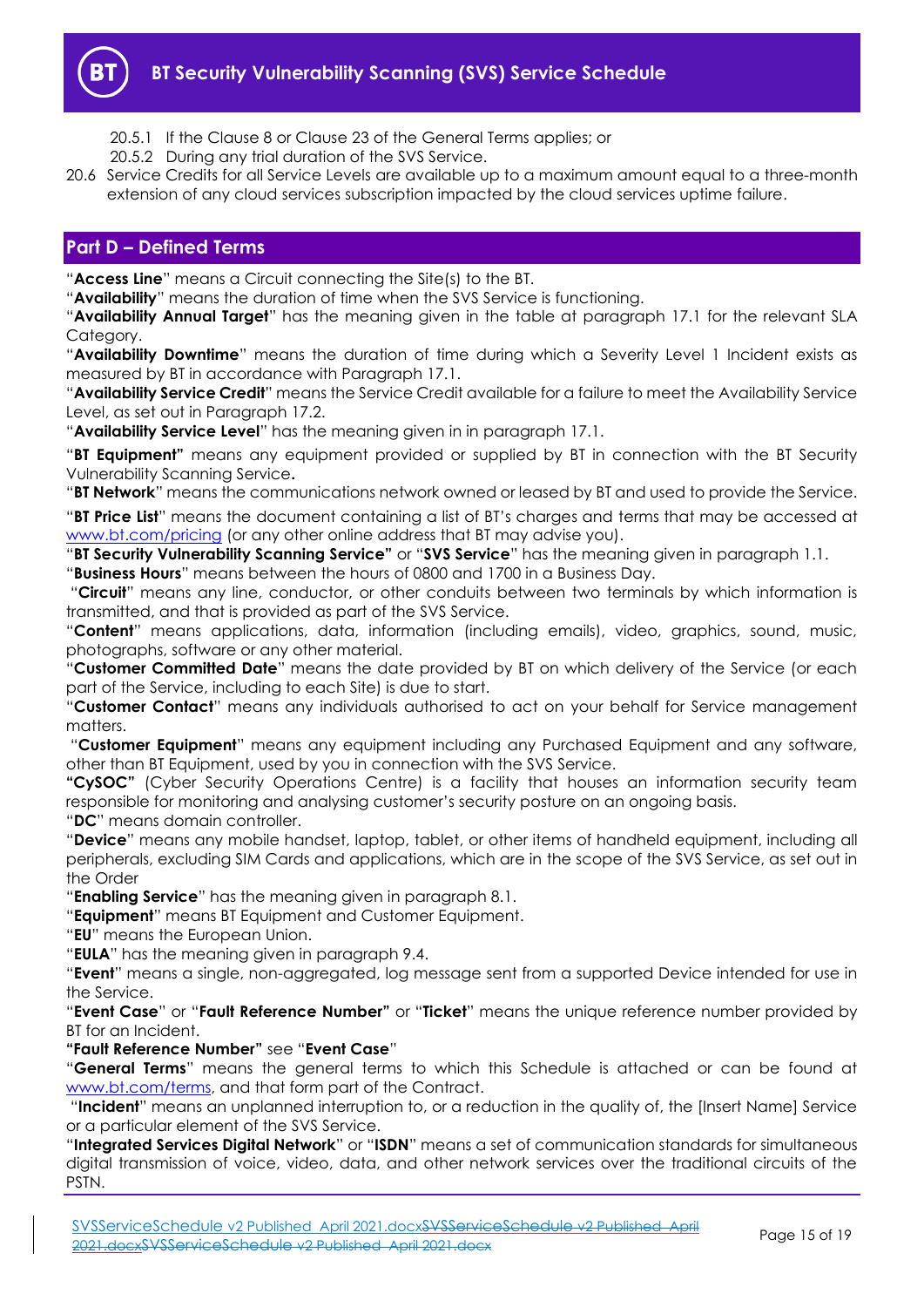20.5.1 If the Clause 8 or Clause 23 of the General Terms applies; or

20.5.2 During any trial duration of the SVS Service.

20.6 Service Credits for all Service Levels are available up to a maximum amount equal to a three-month extension of any cloud services subscription impacted by the cloud services uptime failure.

## Part D – Defined Terms

"**Access Line**" means a Circuit connecting the Site(s) to the BT.

"**Availability**" means the duration of time when the SVS Service is functioning.

"**Availability Annual Target**" has the meaning given in the table at paragraph 17.1 for the relevant SLA Category.

"**Availability Downtime**" means the duration of time during which a Severity Level 1 Incident exists as measured by BT in accordance with Paragraph 17.1.

"**Availability Service Credit**" means the Service Credit available for a failure to meet the Availability Service Level, as set out in Paragraph 17.2.

"**Availability Service Level**" has the meaning given in in paragraph 17.1.

"**BT Equipment"** means any equipment provided or supplied by BT in connection with the BT Security Vulnerability Scanning Service**.**

"**BT Network**" means the communications network owned or leased by BT and used to provide the Service.

"**BT Price List**" means the document containing a list of BT's charges and terms that may be accessed at www.bt.com/pricing (or any other online address that BT may advise you).

"**BT Security Vulnerability Scanning Service"** or "**SVS Service**" has the meaning given in paragraph 1.1.

"**Business Hours**" means between the hours of 0800 and 1700 in a Business Day.

"**Circuit**" means any line, conductor, or other conduits between two terminals by which information is transmitted, and that is provided as part of the SVS Service.

"**Content**" means applications, data, information (including emails), video, graphics, sound, music, photographs, software or any other material.

"**Customer Committed Date**" means the date provided by BT on which delivery of the Service (or each part of the Service, including to each Site) is due to start.

"**Customer Contact**" means any individuals authorised to act on your behalf for Service management matters.

"**Customer Equipment**" means any equipment including any Purchased Equipment and any software, other than BT Equipment, used by you in connection with the SVS Service.

**"CySOC"** (Cyber Security Operations Centre) is a facility that houses an information security team responsible for monitoring and analysing customer's security posture on an ongoing basis.

"**DC**" means domain controller.

"**Device**" means any mobile handset, laptop, tablet, or other items of handheld equipment, including all peripherals, excluding SIM Cards and applications, which are in the scope of the SVS Service, as set out in the Order

"**Enabling Service**" has the meaning given in paragraph 8.1.

"**Equipment**" means BT Equipment and Customer Equipment.

"**EU**" means the European Union.

"**EULA**" has the meaning given in paragraph 9.4.

"**Event**" means a single, non-aggregated, log message sent from a supported Device intended for use in the Service.

"**Event Case**" or "**Fault Reference Number"** or "**Ticket**" means the unique reference number provided by BT for an Incident.

**"Fault Reference Number"** see "**Event Case**"

"**General Terms**" means the general terms to which this Schedule is attached or can be found at www.bt.com/terms, and that form part of the Contract.

"**Incident**" means an unplanned interruption to, or a reduction in the quality of, the [Insert Name] Service or a particular element of the SVS Service.

"**Integrated Services Digital Network**" or "**ISDN**" means a set of communication standards for simultaneous digital transmission of voice, video, data, and other network services over the traditional circuits of the PSTN.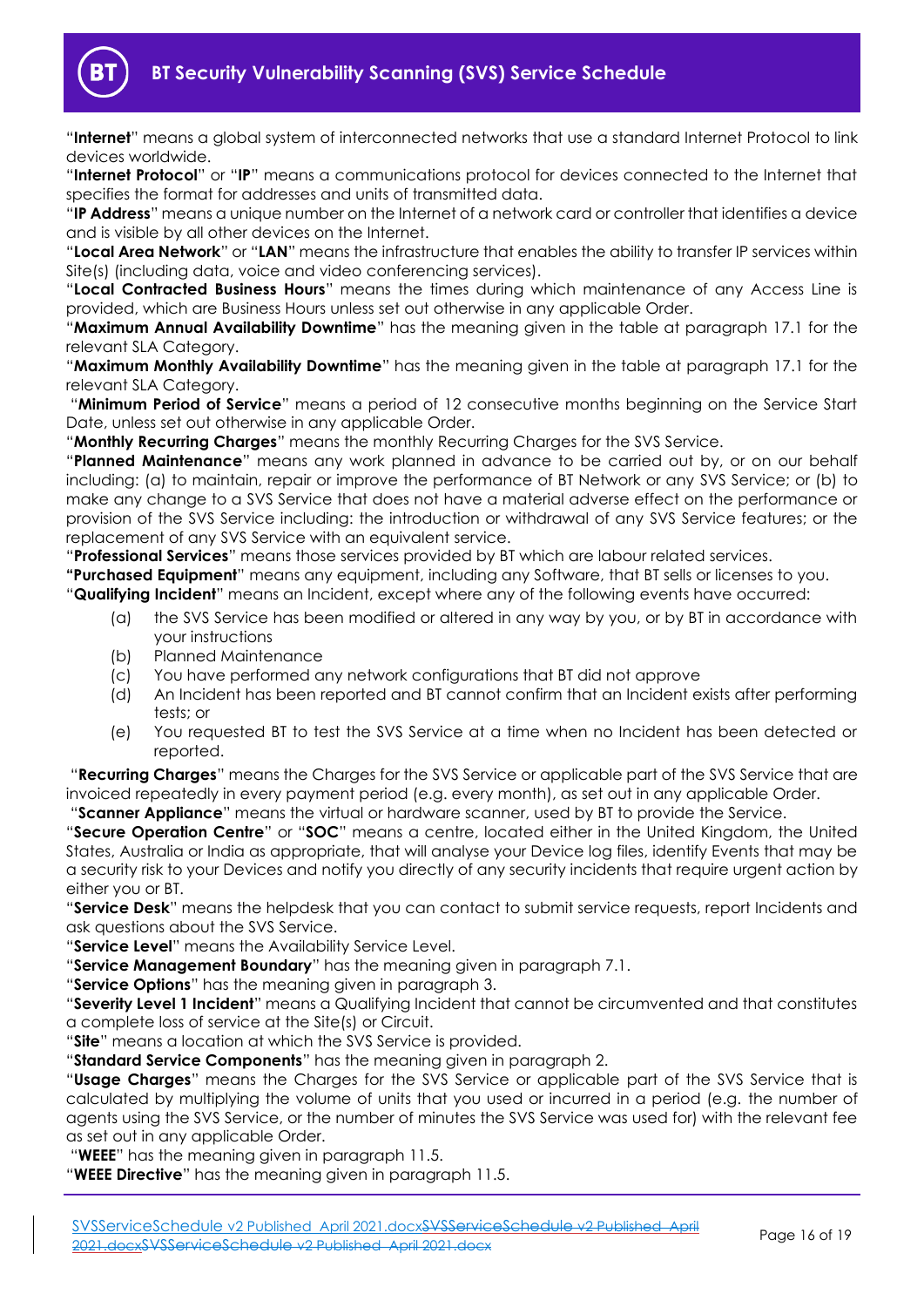"**Internet**" means a global system of interconnected networks that use a standard Internet Protocol to link devices worldwide.

"**Internet Protocol**" or "**IP**" means a communications protocol for devices connected to the Internet that specifies the format for addresses and units of transmitted data.

"**IP Address**" means a unique number on the Internet of a network card or controller that identifies a device and is visible by all other devices on the Internet.

"**Local Area Network**" or "**LAN**" means the infrastructure that enables the ability to transfer IP services within Site(s) (including data, voice and video conferencing services).

"**Local Contracted Business Hours**" means the times during which maintenance of any Access Line is provided, which are Business Hours unless set out otherwise in any applicable Order.

"**Maximum Annual Availability Downtime**" has the meaning given in the table at paragraph 17.1 for the relevant SLA Category.

"**Maximum Monthly Availability Downtime**" has the meaning given in the table at paragraph 17.1 for the relevant SLA Category.

"**Minimum Period of Service**" means a period of 12 consecutive months beginning on the Service Start Date, unless set out otherwise in any applicable Order.

"**Monthly Recurring Charges**" means the monthly Recurring Charges for the SVS Service.

"**Planned Maintenance**" means any work planned in advance to be carried out by, or on our behalf including: (a) to maintain, repair or improve the performance of BT Network or any SVS Service; or (b) to make any change to a SVS Service that does not have a material adverse effect on the performance or provision of the SVS Service including: the introduction or withdrawal of any SVS Service features; or the replacement of any SVS Service with an equivalent service.

"**Professional Services**" means those services provided by BT which are labour related services.

"**Purchased Equipment**" means any equipment, including any Software, that BT sells or licenses to you.

"**Qualifying Incident**" means an Incident, except where any of the following events have occurred:

(a) the SVS Service has been modified or altered in any way by you, or by BT in accordance with your instructions

(b) Planned Maintenance

(c) You have performed any network configurations that BT did not approve

(d) An Incident has been reported and BT cannot confirm that an Incident exists after performing tests; or

(e) You requested BT to test the SVS Service at a time when no Incident has been detected or reported.

"**Recurring Charges**" means the Charges for the SVS Service or applicable part of the SVS Service that are invoiced repeatedly in every payment period (e.g. every month), as set out in any applicable Order.

"**Scanner Appliance**" means the virtual or hardware scanner, used by BT to provide the Service.

"**Secure Operation Centre**" or "**SOC**" means a centre, located either in the United Kingdom, the United States, Australia or India as appropriate, that will analyse your Device log files, identify Events that may be a security risk to your Devices and notify you directly of any security incidents that require urgent action by either you or BT.

"**Service Desk**" means the helpdesk that you can contact to submit service requests, report Incidents and ask questions about the SVS Service.

"**Service Level**" means the Availability Service Level.

"**Service Management Boundary**" has the meaning given in paragraph 7.1.

"**Service Options**" has the meaning given in paragraph 3.

"**Severity Level 1 Incident**" means a Qualifying Incident that cannot be circumvented and that constitutes a complete loss of service at the Site(s) or Circuit.

"**Site**" means a location at which the SVS Service is provided.

"**Standard Service Components**" has the meaning given in paragraph 2.

"**Usage Charges**" means the Charges for the SVS Service or applicable part of the SVS Service that is calculated by multiplying the volume of units that you used or incurred in a period (e.g. the number of agents using the SVS Service, or the number of minutes the SVS Service was used for) with the relevant fee as set out in any applicable Order.

"**WEEE**" has the meaning given in paragraph 11.5.

"**WEEE Directive**" has the meaning given in paragraph 11.5.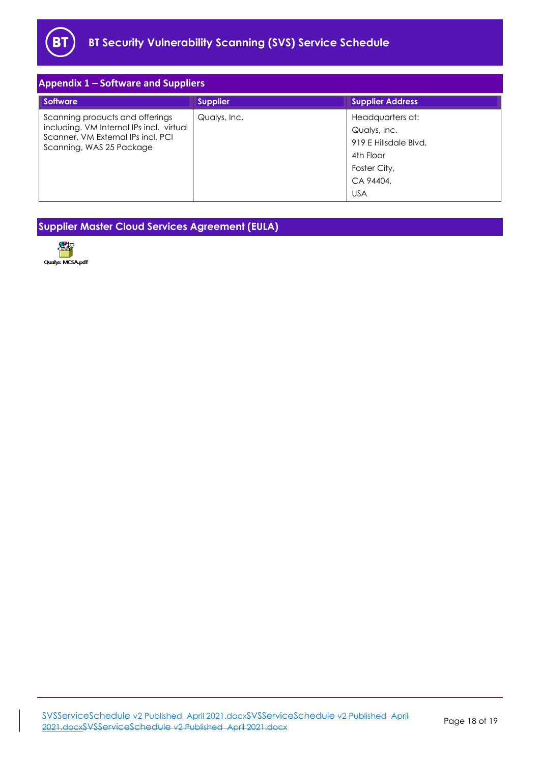## Appendix 1 – Software and Suppliers

| Software | Supplier | Supplier Address |
|---|---|---|
| Scanning products and offerings including. VM Internal IPs incl. virtual Scanner, VM External IPs incl. PCI Scanning, WAS 25 Package | Qualys, Inc. | Headquarters at: Qualys, Inc. 919 E Hillsdale Blvd, 4th Floor Foster City, CA 94404, USA |

## Supplier Master Cloud Services Agreement (EULA)

Qualys MCSA.pdf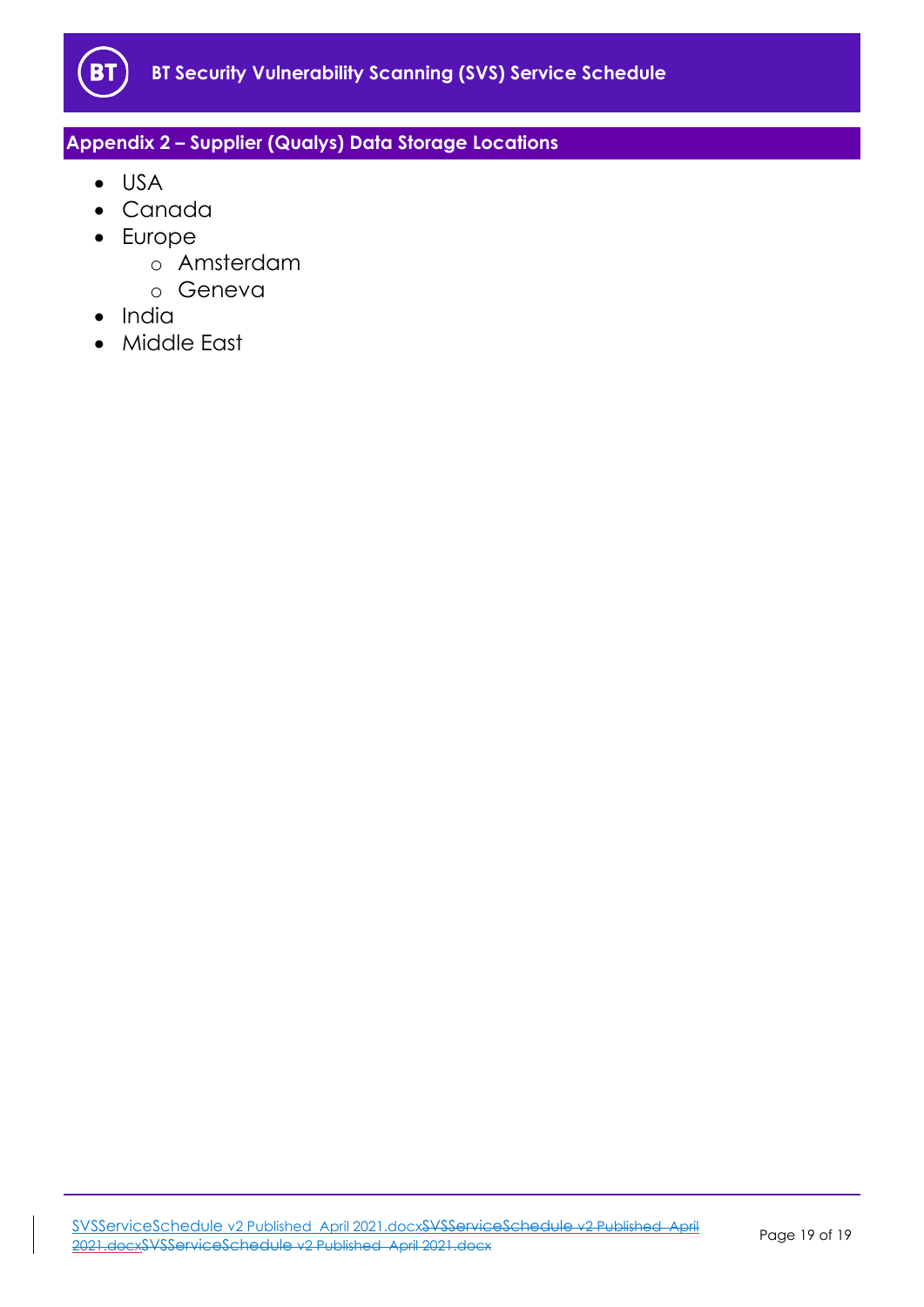## Appendix 2 – Supplier (Qualys) Data Storage Locations

- USA
- Canada
- Europe
    - Amsterdam
    - Geneva
- India
- Middle East